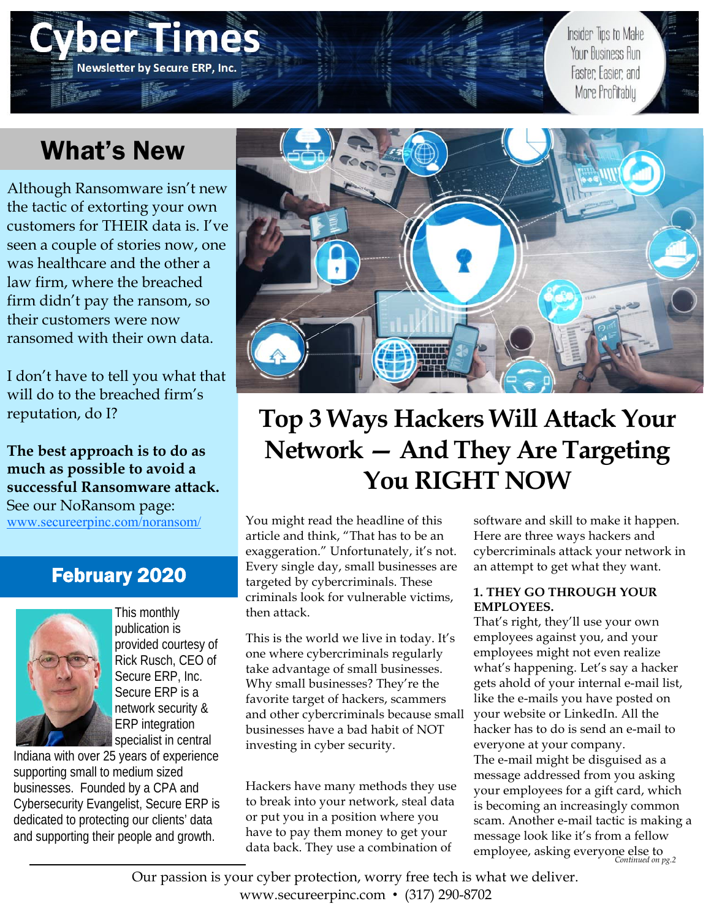# Cyber Times

**Newsletter by Secure ERP, Inc.**

Insider Tips to Make Your Business Run Faster, Easier, and More Profitably

## What's New

Although Ransomware isn't new the tactic of extorting your own customers for THEIR data is. I've seen a couple of stories now, one was healthcare and the other a law firm, where the breached firm didn't pay the ransom, so their customers were now ransomed with their own data.

I don't have to tell you what that will do to the breached firm's reputation, do I?

**The best approach is to do as much as possible to avoid a successful Ransomware attack.** See our NoRansom page: www.secureerpinc.com/noransom/

## February 2020

This monthly publication is provided courtesy of Rick Rusch, CEO of Secure ERP, Inc. Secure ERP is a network security & ERP integration specialist in central Indiana with over 25 years of experience supporting small to medium sized businesses. Founded by a CPA and Cybersecurity Evangelist, Secure ERP is dedicated to protecting our clients' data and supporting their people and growth.

# Top 3 Ways Hackers Will Attack Your Network — And They Are Targeting You RIGHT NOW

You might read the headline of this article and think, "That has to be an exaggeration." Unfortunately, it's not. Every single day, small businesses are targeted by cybercriminals. These criminals look for vulnerable victims, then attack.

This is the world we live in today. It's one where cybercriminals regularly take advantage of small businesses. Why small businesses? They're the favorite target of hackers, scammers and other cybercriminals because small businesses have a bad habit of NOT investing in cyber security.

Hackers have many methods they use to break into your network, steal data or put you in a position where you have to pay them money to get your data back. They use a combination of software and skill to make it happen. Here are three ways hackers and cybercriminals attack your network in an attempt to get what they want.

**1. THEY GO THROUGH YOUR EMPLOYEES.**

That's right, they'll use your own employees against you, and your employees might not even realize what's happening. Let's say a hacker gets ahold of your internal e-mail list, like the e-mails you have posted on your website or LinkedIn. All the hacker has to do is send an e-mail to everyone at your company.

The e-mail might be disguised as a message addressed from you asking your employees for a gift card, which is becoming an increasingly common scam. Another e-mail tactic is making a message look like it's from a fellow employee, asking everyone else to

*Continued on pg.2*

Our passion is your cyber protection, worry free tech is what we deliver.
www.secureerpinc.com • (317) 290-8702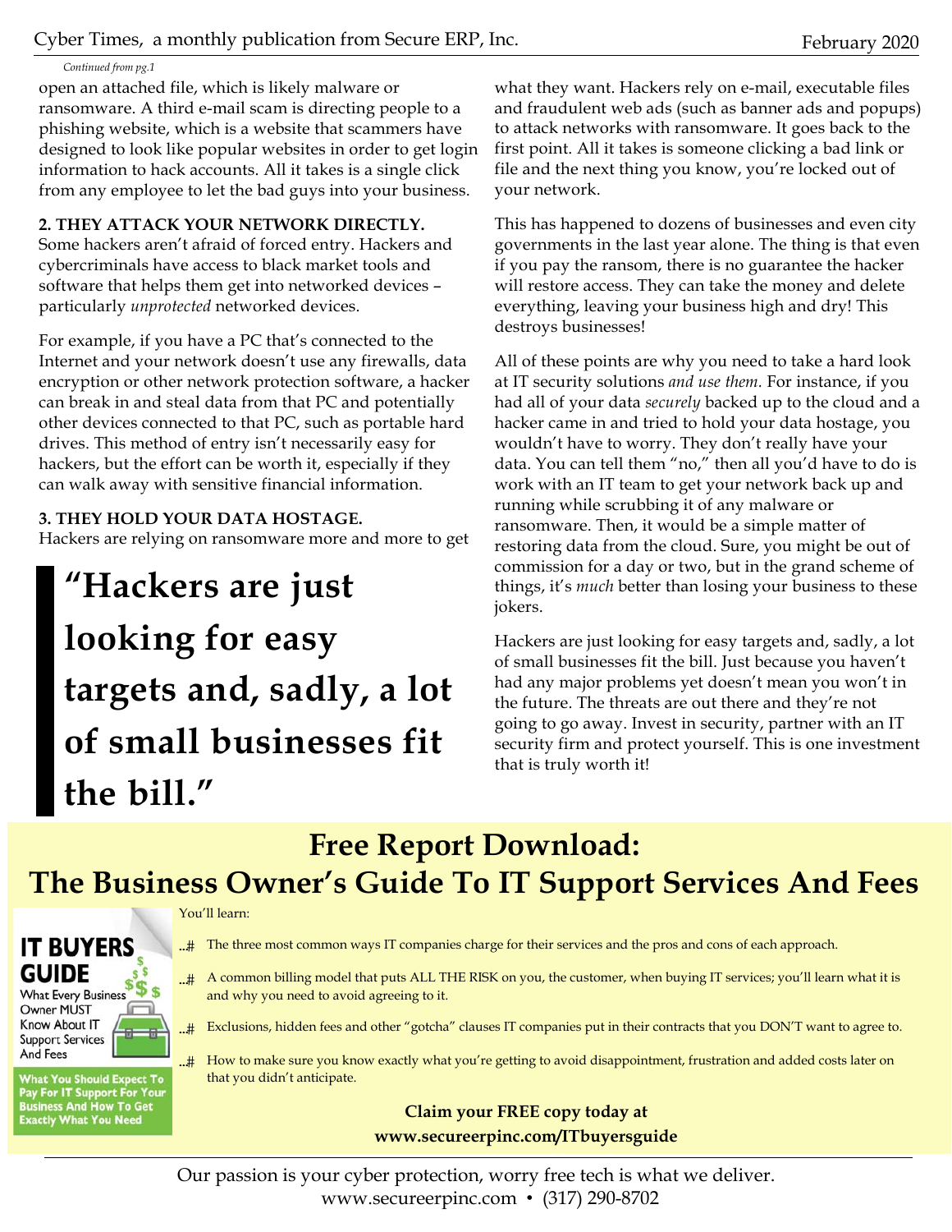*Continued from pg.1*

open an attached file, which is likely malware or ransomware. A third e-mail scam is directing people to a phishing website, which is a website that scammers have designed to look like popular websites in order to get login information to hack accounts. All it takes is a single click from any employee to let the bad guys into your business.

**2. THEY ATTACK YOUR NETWORK DIRECTLY.**
Some hackers aren't afraid of forced entry. Hackers and cybercriminals have access to black market tools and software that helps them get into networked devices – particularly *unprotected* networked devices.

For example, if you have a PC that's connected to the Internet and your network doesn't use any firewalls, data encryption or other network protection software, a hacker can break in and steal data from that PC and potentially other devices connected to that PC, such as portable hard drives. This method of entry isn't necessarily easy for hackers, but the effort can be worth it, especially if they can walk away with sensitive financial information.

**3. THEY HOLD YOUR DATA HOSTAGE.**
Hackers are relying on ransomware more and more to get what they want. Hackers rely on e-mail, executable files and fraudulent web ads (such as banner ads and popups) to attack networks with ransomware. It goes back to the first point. All it takes is someone clicking a bad link or file and the next thing you know, you're locked out of your network.

> **"Hackers are just looking for easy targets and, sadly, a lot of small businesses fit the bill."**

This has happened to dozens of businesses and even city governments in the last year alone. The thing is that even if you pay the ransom, there is no guarantee the hacker will restore access. They can take the money and delete everything, leaving your business high and dry! This destroys businesses!

All of these points are why you need to take a hard look at IT security solutions *and use them.* For instance, if you had all of your data *securely* backed up to the cloud and a hacker came in and tried to hold your data hostage, you wouldn't have to worry. They don't really have your data. You can tell them "no," then all you'd have to do is work with an IT team to get your network back up and running while scrubbing it of any malware or ransomware. Then, it would be a simple matter of restoring data from the cloud. Sure, you might be out of commission for a day or two, but in the grand scheme of things, it's *much* better than losing your business to these jokers.

Hackers are just looking for easy targets and, sadly, a lot of small businesses fit the bill. Just because you haven't had any major problems yet doesn't mean you won't in the future. The threats are out there and they're not going to go away. Invest in security, partner with an IT security firm and protect yourself. This is one investment that is truly worth it!

## Free Report Download: The Business Owner's Guide To IT Support Services And Fees

**IT BUYERS GUIDE**
What Every Business Owner MUST Know About IT Support Services And Fees

**What You Should Expect To Pay For IT Support For Your Business And How To Get Exactly What You Need**

You'll learn:

- The three most common ways IT companies charge for their services and the pros and cons of each approach.
- A common billing model that puts ALL THE RISK on you, the customer, when buying IT services; you'll learn what it is and why you need to avoid agreeing to it.
- Exclusions, hidden fees and other "gotcha" clauses IT companies put in their contracts that you DON'T want to agree to.
- How to make sure you know exactly what you're getting to avoid disappointment, frustration and added costs later on that you didn't anticipate.

**Claim your FREE copy today at www.secureerpinc.com/ITbuyersguide**

Our passion is your cyber protection, worry free tech is what we deliver.
www.secureerpinc.com • (317) 290-8702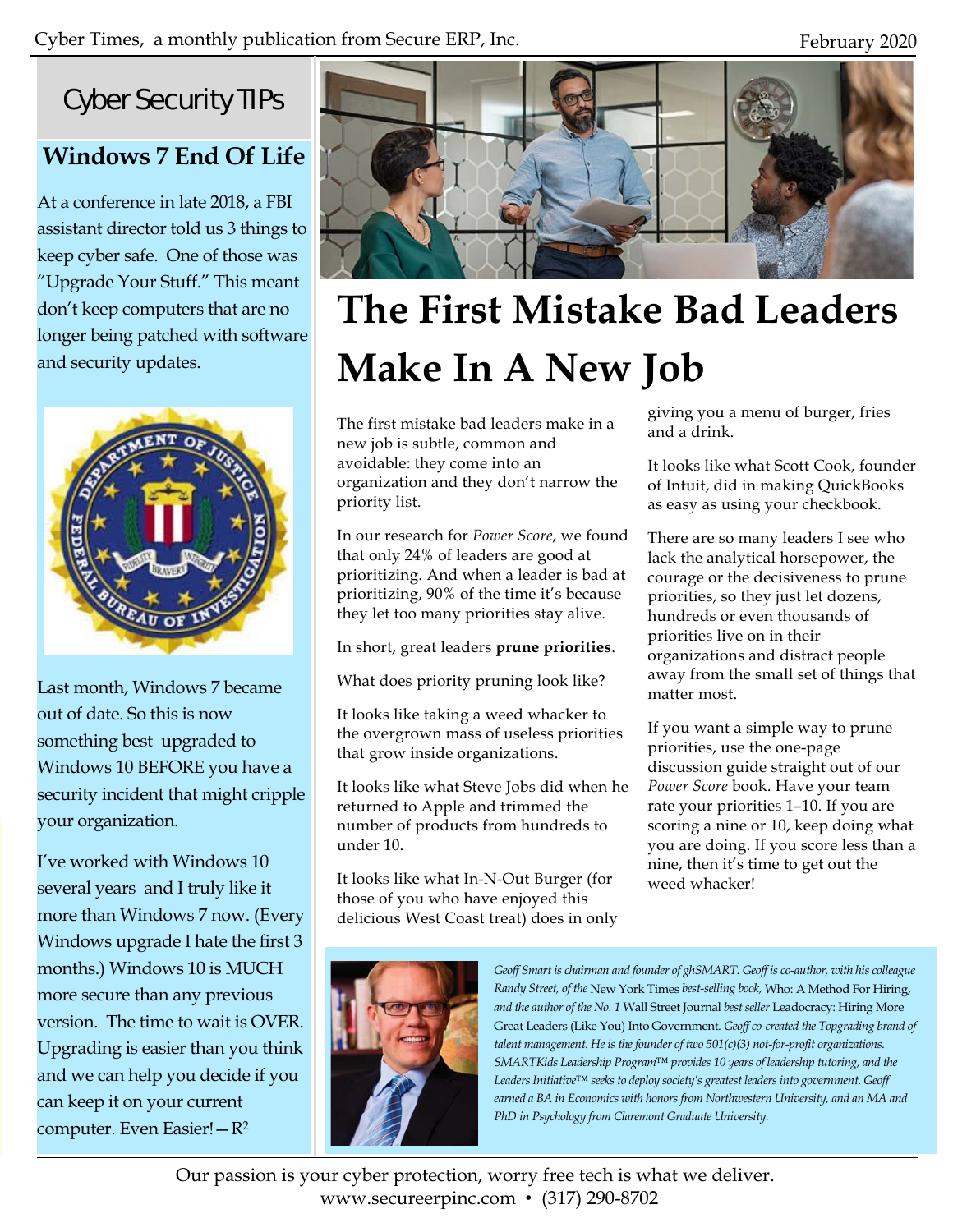## Cyber Security TIPs

### Windows 7 End Of Life

At a conference in late 2018, a FBI assistant director told us 3 things to keep cyber safe. One of those was "Upgrade Your Stuff." This meant don't keep computers that are no longer being patched with software and security updates.

Last month, Windows 7 became out of date. So this is now something best upgraded to Windows 10 BEFORE you have a security incident that might cripple your organization.

I've worked with Windows 10 several years and I truly like it more than Windows 7 now. (Every Windows upgrade I hate the first 3 months.) Windows 10 is MUCH more secure than any previous version. The time to wait is OVER. Upgrading is easier than you think and we can help you decide if you can keep it on your current computer. Even Easier! —$R^2$

# The First Mistake Bad Leaders Make In A New Job

The first mistake bad leaders make in a new job is subtle, common and avoidable: they come into an organization and they don't narrow the priority list.

In our research for *Power Score*, we found that only 24% of leaders are good at prioritizing. And when a leader is bad at prioritizing, 90% of the time it's because they let too many priorities stay alive.

In short, great leaders **prune priorities**.

What does priority pruning look like?

It looks like taking a weed whacker to the overgrown mass of useless priorities that grow inside organizations.

It looks like what Steve Jobs did when he returned to Apple and trimmed the number of products from hundreds to under 10.

It looks like what In-N-Out Burger (for those of you who have enjoyed this delicious West Coast treat) does in only giving you a menu of burger, fries and a drink.

It looks like what Scott Cook, founder of Intuit, did in making QuickBooks as easy as using your checkbook.

There are so many leaders I see who lack the analytical horsepower, the courage or the decisiveness to prune priorities, so they just let dozens, hundreds or even thousands of priorities live on in their organizations and distract people away from the small set of things that matter most.

If you want a simple way to prune priorities, use the one-page discussion guide straight out of our *Power Score* book. Have your team rate your priorities 1–10. If you are scoring a nine or 10, keep doing what you are doing. If you score less than a nine, then it's time to get out the weed whacker!

*Geoff Smart is chairman and founder of ghSMART. Geoff is co-author, with his colleague Randy Street, of the* New York Times *best-selling book,* Who: A Method For Hiring, *and the author of the No. 1* Wall Street Journal *best seller* Leadocracy: Hiring More Great Leaders (Like You) Into Government. *Geoff co-created the Topgrading brand of talent management. He is the founder of two 501(c)(3) not-for-profit organizations. SMARTKids Leadership Program™ provides 10 years of leadership tutoring, and the Leaders Initiative™ seeks to deploy society's greatest leaders into government. Geoff earned a BA in Economics with honors from Northwestern University, and an MA and PhD in Psychology from Claremont Graduate University.*

Our passion is your cyber protection, worry free tech is what we deliver.
www.secureerpinc.com • (317) 290-8702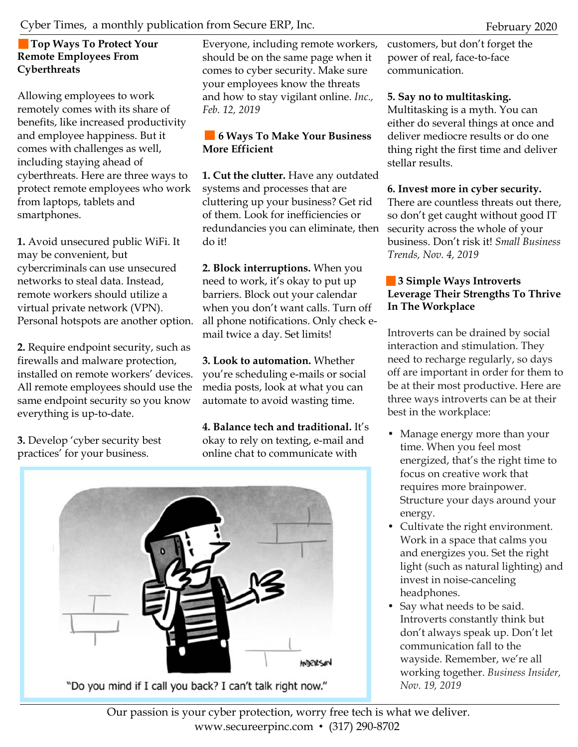## Top Ways To Protect Your Remote Employees From Cyberthreats

Allowing employees to work remotely comes with its share of benefits, like increased productivity and employee happiness. But it comes with challenges as well, including staying ahead of cyberthreats. Here are three ways to protect remote employees who work from laptops, tablets and smartphones.

**1.** Avoid unsecured public WiFi. It may be convenient, but cybercriminals can use unsecured networks to steal data. Instead, remote workers should utilize a virtual private network (VPN). Personal hotspots are another option.

**2.** Require endpoint security, such as firewalls and malware protection, installed on remote workers' devices. All remote employees should use the same endpoint security so you know everything is up-to-date.

**3.** Develop 'cyber security best practices' for your business. Everyone, including remote workers, should be on the same page when it comes to cyber security. Make sure your employees know the threats and how to stay vigilant online. *Inc., Feb. 12, 2019*

## 6 Ways To Make Your Business More Efficient

**1. Cut the clutter.** Have any outdated systems and processes that are cluttering up your business? Get rid of them. Look for inefficiencies or redundancies you can eliminate, then do it!

**2. Block interruptions.** When you need to work, it's okay to put up barriers. Block out your calendar when you don't want calls. Turn off all phone notifications. Only check e-mail twice a day. Set limits!

**3. Look to automation.** Whether you're scheduling e-mails or social media posts, look at what you can automate to avoid wasting time.

**4. Balance tech and traditional.** It's okay to rely on texting, e-mail and online chat to communicate with customers, but don't forget the power of real, face-to-face communication.

**5. Say no to multitasking.** Multitasking is a myth. You can either do several things at once and deliver mediocre results or do one thing right the first time and deliver stellar results.

**6. Invest more in cyber security.** There are countless threats out there, so don't get caught without good IT security across the whole of your business. Don't risk it! *Small Business Trends, Nov. 4, 2019*

"Do you mind if I call you back? I can't talk right now."

## 3 Simple Ways Introverts Leverage Their Strengths To Thrive In The Workplace

Introverts can be drained by social interaction and stimulation. They need to recharge regularly, so days off are important in order for them to be at their most productive. Here are three ways introverts can be at their best in the workplace:

- Manage energy more than your time. When you feel most energized, that's the right time to focus on creative work that requires more brainpower. Structure your days around your energy.
- Cultivate the right environment. Work in a space that calms you and energizes you. Set the right light (such as natural lighting) and invest in noise-canceling headphones.
- Say what needs to be said. Introverts constantly think but don't always speak up. Don't let communication fall to the wayside. Remember, we're all working together. *Business Insider, Nov. 19, 2019*

Our passion is your cyber protection, worry free tech is what we deliver.
www.secureerpinc.com • (317) 290-8702